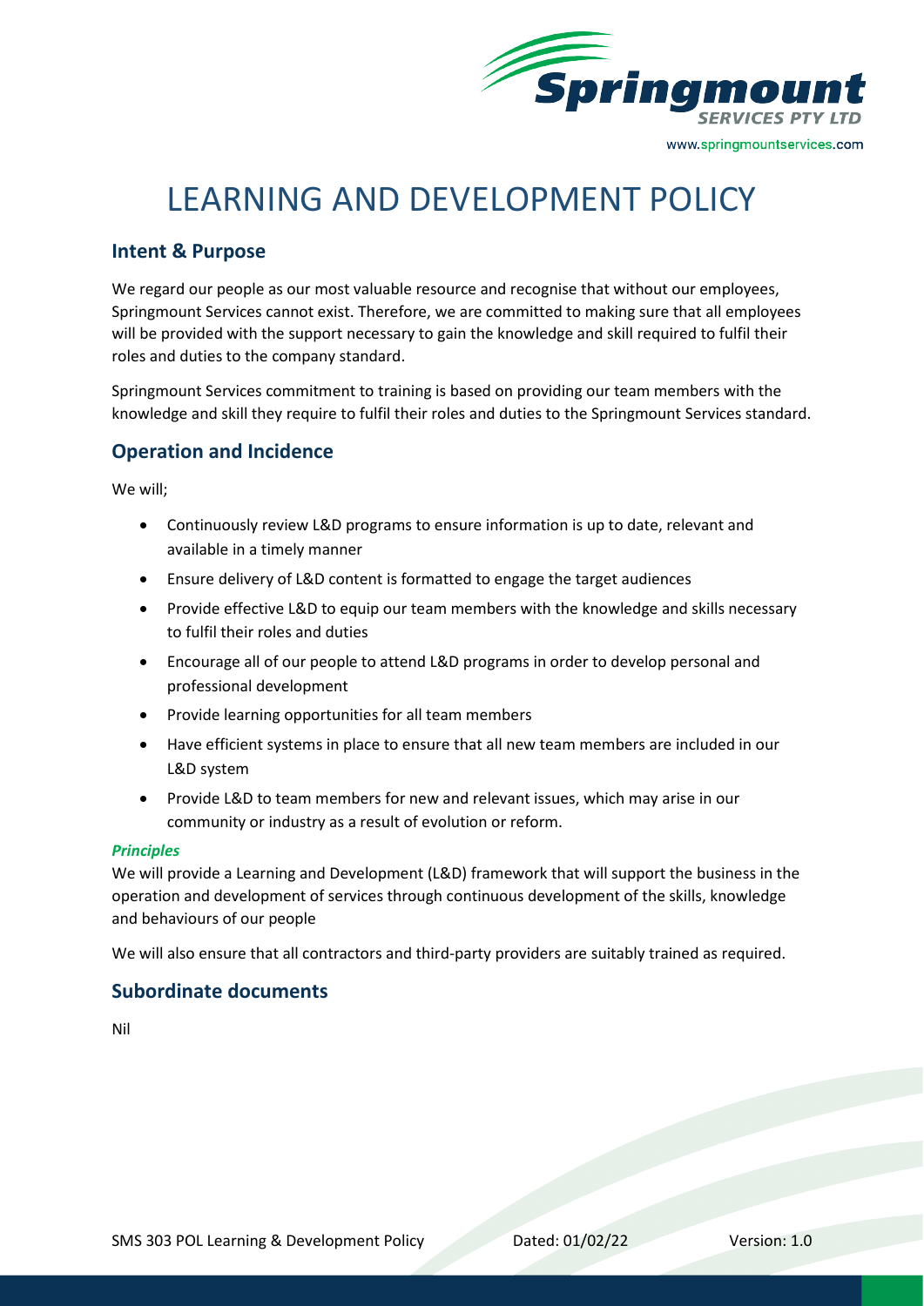# LEARNING AND DEVELOPMENT POLICY

## Intent & Purpose

We regard our people as our most valuable resource and recognise that without our employees, Springmount Services cannot exist. Therefore, we are committed to making sure that all employees will be provided with the support necessary to gain the knowledge and skill required to fulfil their roles and duties to the company standard.

Springmount Services commitment to training is based on providing our team members with the knowledge and skill they require to fulfil their roles and duties to the Springmount Services standard.

## Operation and Incidence

We will;

- Continuously review L&D programs to ensure information is up to date, relevant and available in a timely manner
- Ensure delivery of L&D content is formatted to engage the target audiences
- Provide effective L&D to equip our team members with the knowledge and skills necessary to fulfil their roles and duties
- Encourage all of our people to attend L&D programs in order to develop personal and professional development
- Provide learning opportunities for all team members
- Have efficient systems in place to ensure that all new team members are included in our L&D system
- Provide L&D to team members for new and relevant issues, which may arise in our community or industry as a result of evolution or reform.

***Principles***

We will provide a Learning and Development (L&D) framework that will support the business in the operation and development of services through continuous development of the skills, knowledge and behaviours of our people

We will also ensure that all contractors and third-party providers are suitably trained as required.

## Subordinate documents

Nil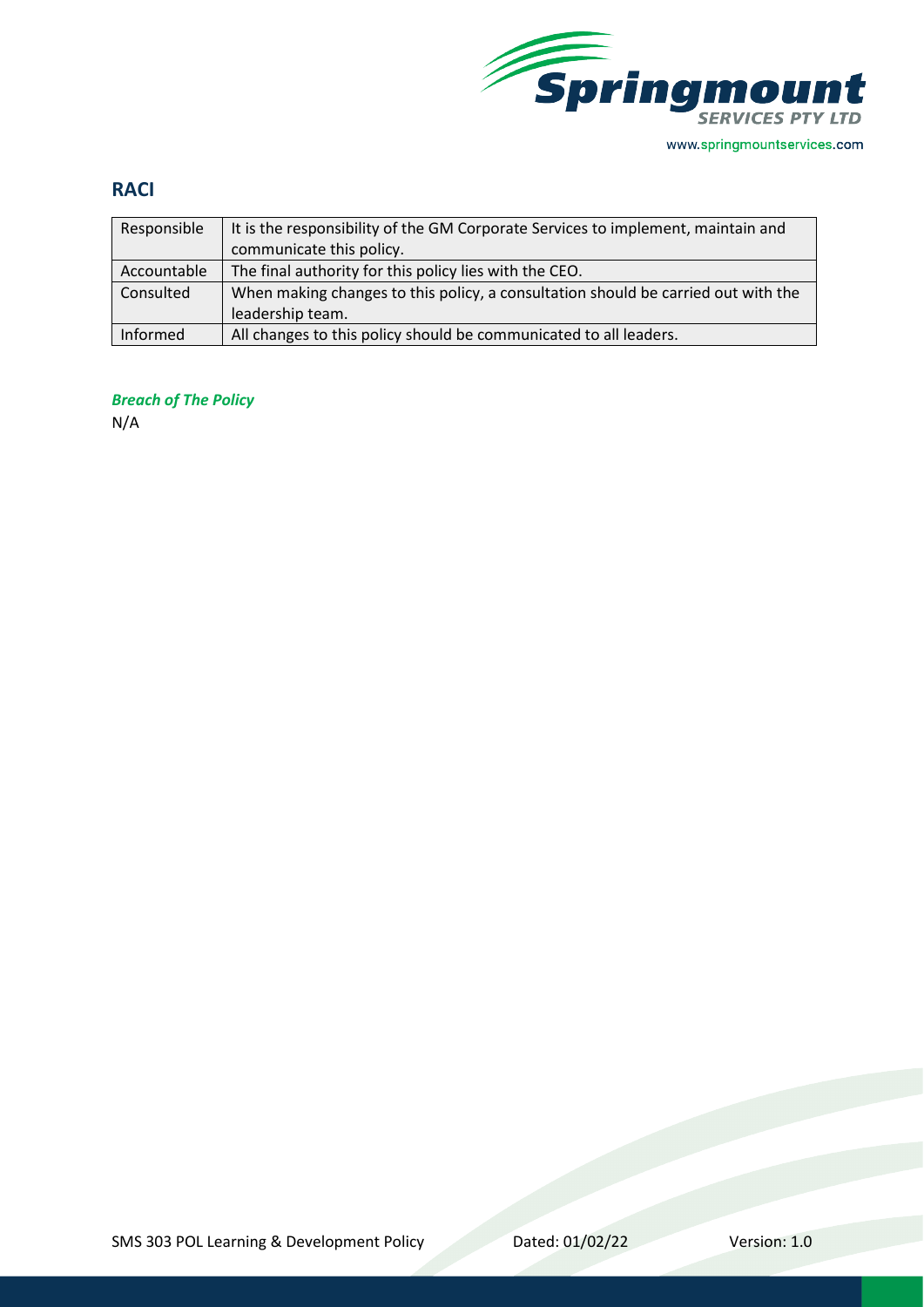## RACI

| | |
|---|---|
| Responsible | It is the responsibility of the GM Corporate Services to implement, maintain and communicate this policy. |
| Accountable | The final authority for this policy lies with the CEO. |
| Consulted | When making changes to this policy, a consultation should be carried out with the leadership team. |
| Informed | All changes to this policy should be communicated to all leaders. |

***Breach of The Policy***

N/A